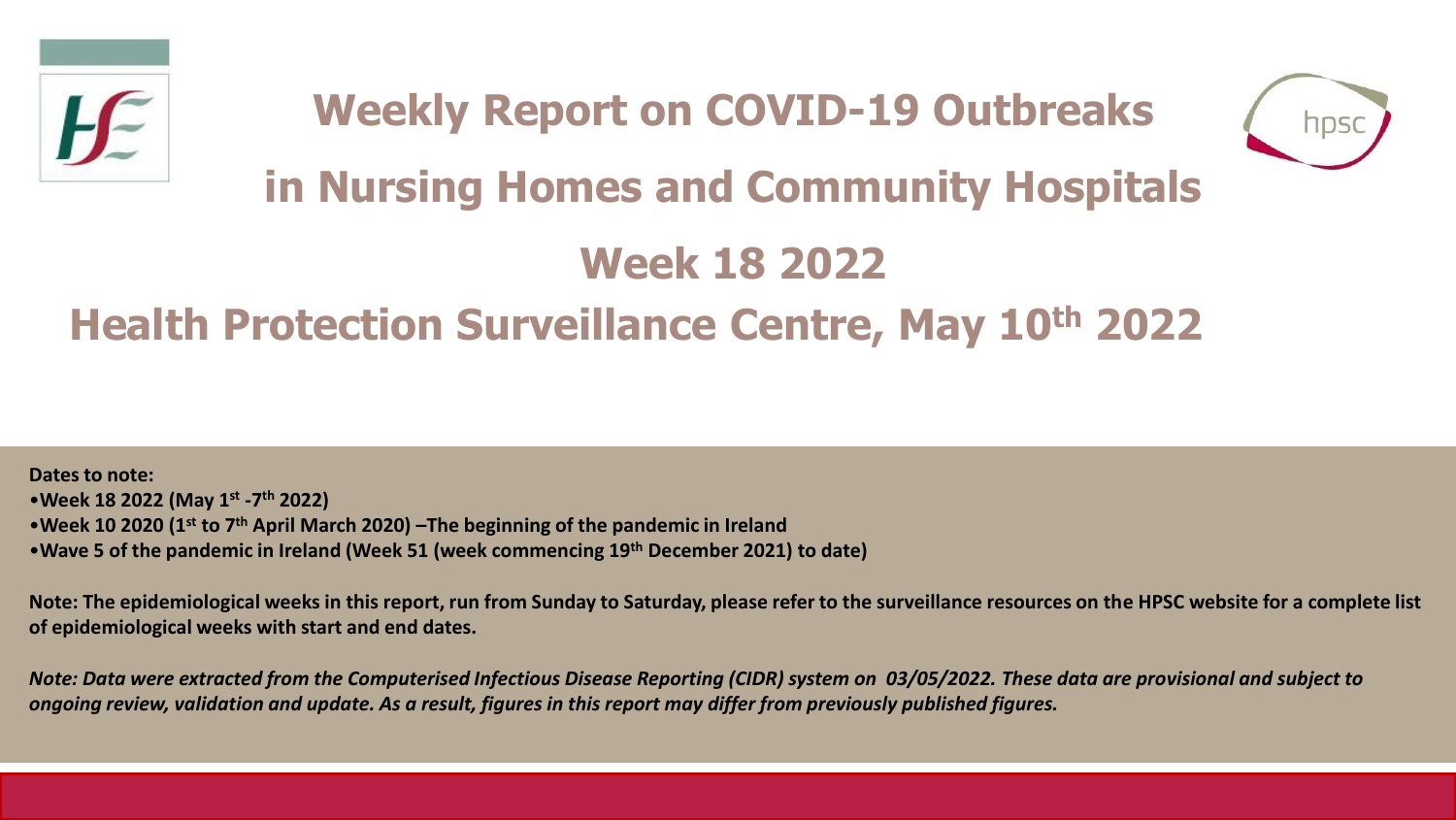# Weekly Report on COVID-19 Outbreaks in Nursing Homes and Community Hospitals

# Week 18 2022

## Health Protection Surveillance Centre, May 10th 2022

**Dates to note:**

- **Week 18 2022 (May 1st -7th 2022)**
- **Week 10 2020 (1st to 7th April March 2020) –The beginning of the pandemic in Ireland**
- **Wave 5 of the pandemic in Ireland (Week 51 (week commencing 19th December 2021) to date)**

**Note: The epidemiological weeks in this report, run from Sunday to Saturday, please refer to the surveillance resources on the HPSC website for a complete list of epidemiological weeks with start and end dates.**

***Note: Data were extracted from the Computerised Infectious Disease Reporting (CIDR) system on 03/05/2022. These data are provisional and subject to ongoing review, validation and update. As a result, figures in this report may differ from previously published figures.***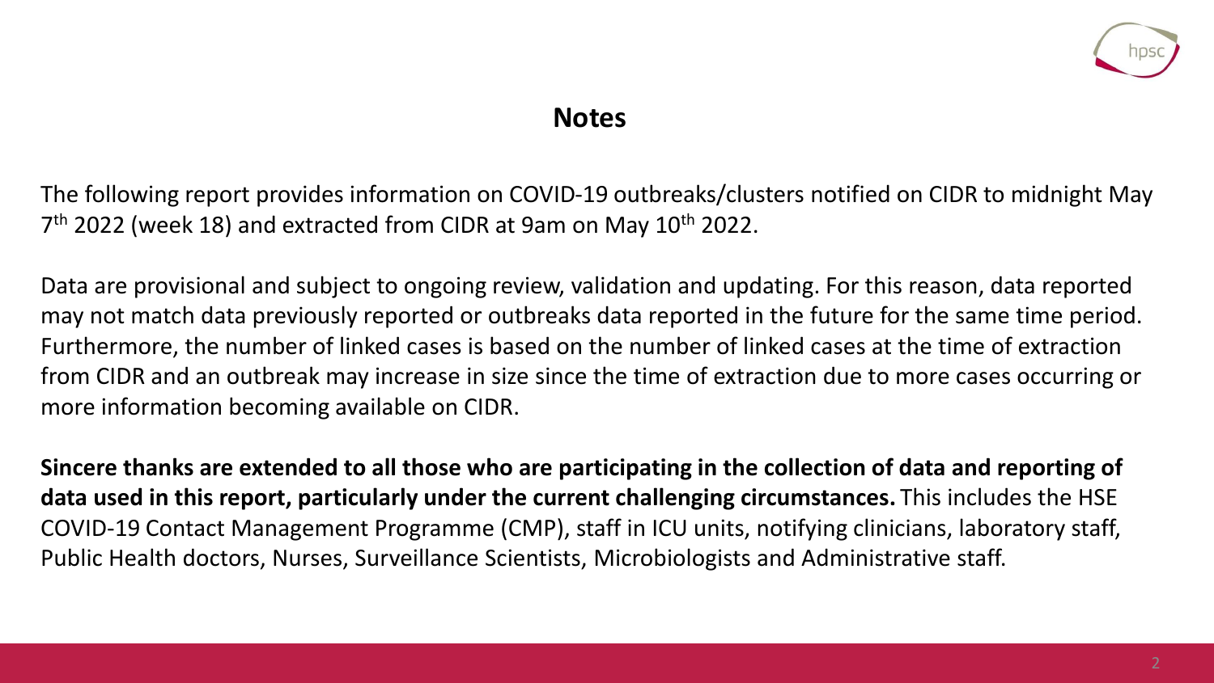## Notes

The following report provides information on COVID-19 outbreaks/clusters notified on CIDR to midnight May 7th 2022 (week 18) and extracted from CIDR at 9am on May 10th 2022.

Data are provisional and subject to ongoing review, validation and updating. For this reason, data reported may not match data previously reported or outbreaks data reported in the future for the same time period. Furthermore, the number of linked cases is based on the number of linked cases at the time of extraction from CIDR and an outbreak may increase in size since the time of extraction due to more cases occurring or more information becoming available on CIDR.

**Sincere thanks are extended to all those who are participating in the collection of data and reporting of data used in this report, particularly under the current challenging circumstances.** This includes the HSE COVID-19 Contact Management Programme (CMP), staff in ICU units, notifying clinicians, laboratory staff, Public Health doctors, Nurses, Surveillance Scientists, Microbiologists and Administrative staff.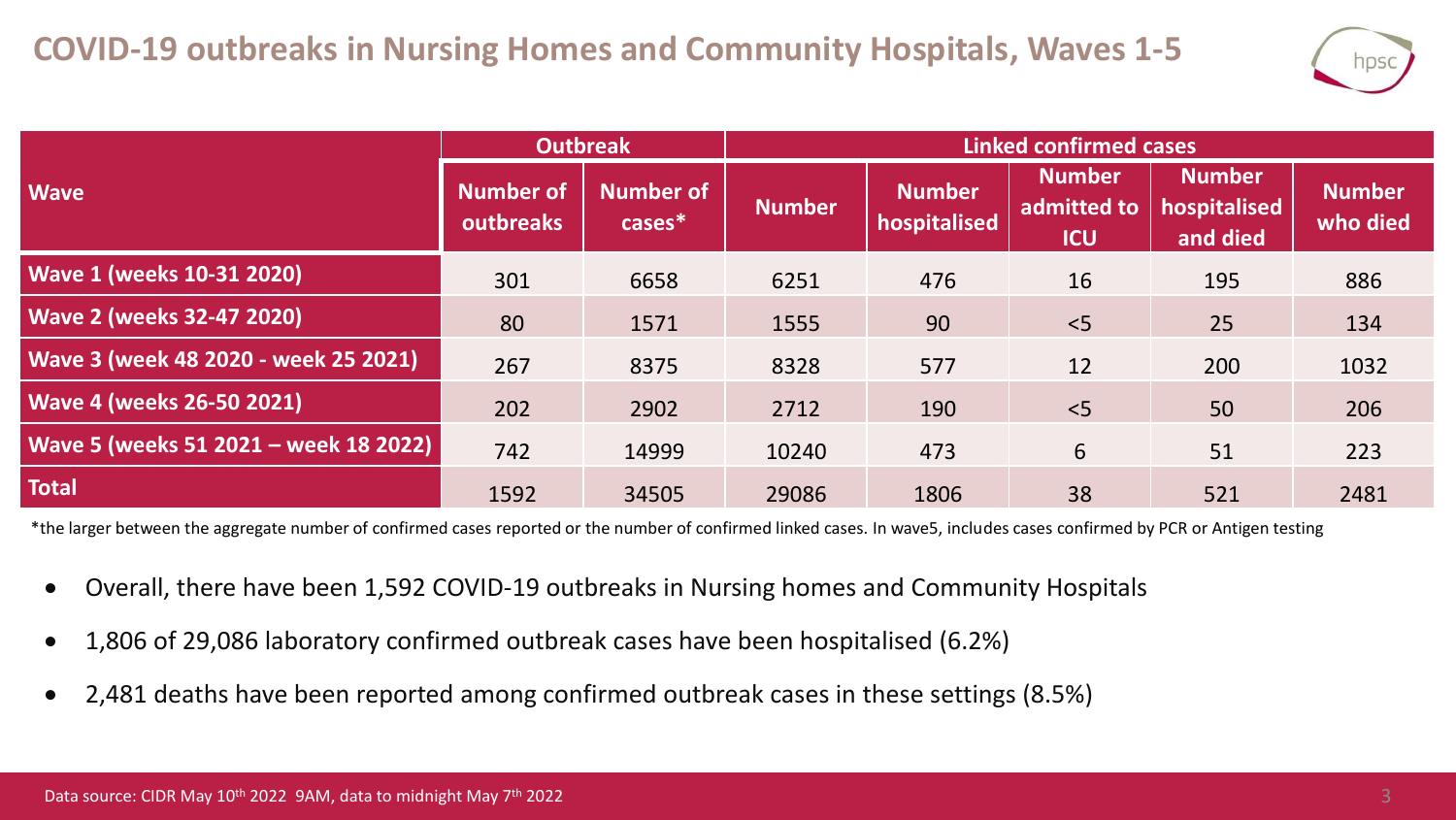# COVID-19 outbreaks in Nursing Homes and Community Hospitals, Waves 1-5

| Wave | Outbreak | | Linked confirmed cases | | | | |
|---|---|---|---|---|---|---|---|
| | Number of outbreaks | Number of cases* | Number | Number hospitalised | Number admitted to ICU | Number hospitalised and died | Number who died |
| **Wave 1 (weeks 10-31 2020)** | 301 | 6658 | 6251 | 476 | 16 | 195 | 886 |
| **Wave 2 (weeks 32-47 2020)** | 80 | 1571 | 1555 | 90 | <5 | 25 | 134 |
| **Wave 3 (week 48 2020 - week 25 2021)** | 267 | 8375 | 8328 | 577 | 12 | 200 | 1032 |
| **Wave 4 (weeks 26-50 2021)** | 202 | 2902 | 2712 | 190 | <5 | 50 | 206 |
| **Wave 5 (weeks 51 2021 – week 18 2022)** | 742 | 14999 | 10240 | 473 | 6 | 51 | 223 |
| **Total** | 1592 | 34505 | 29086 | 1806 | 38 | 521 | 2481 |

*the larger between the aggregate number of confirmed cases reported or the number of confirmed linked cases. In wave5, includes cases confirmed by PCR or Antigen testing

- Overall, there have been 1,592 COVID-19 outbreaks in Nursing homes and Community Hospitals
- 1,806 of 29,086 laboratory confirmed outbreak cases have been hospitalised (6.2%)
- 2,481 deaths have been reported among confirmed outbreak cases in these settings (8.5%)

Data source: CIDR May 10th 2022 9AM, data to midnight May 7th 2022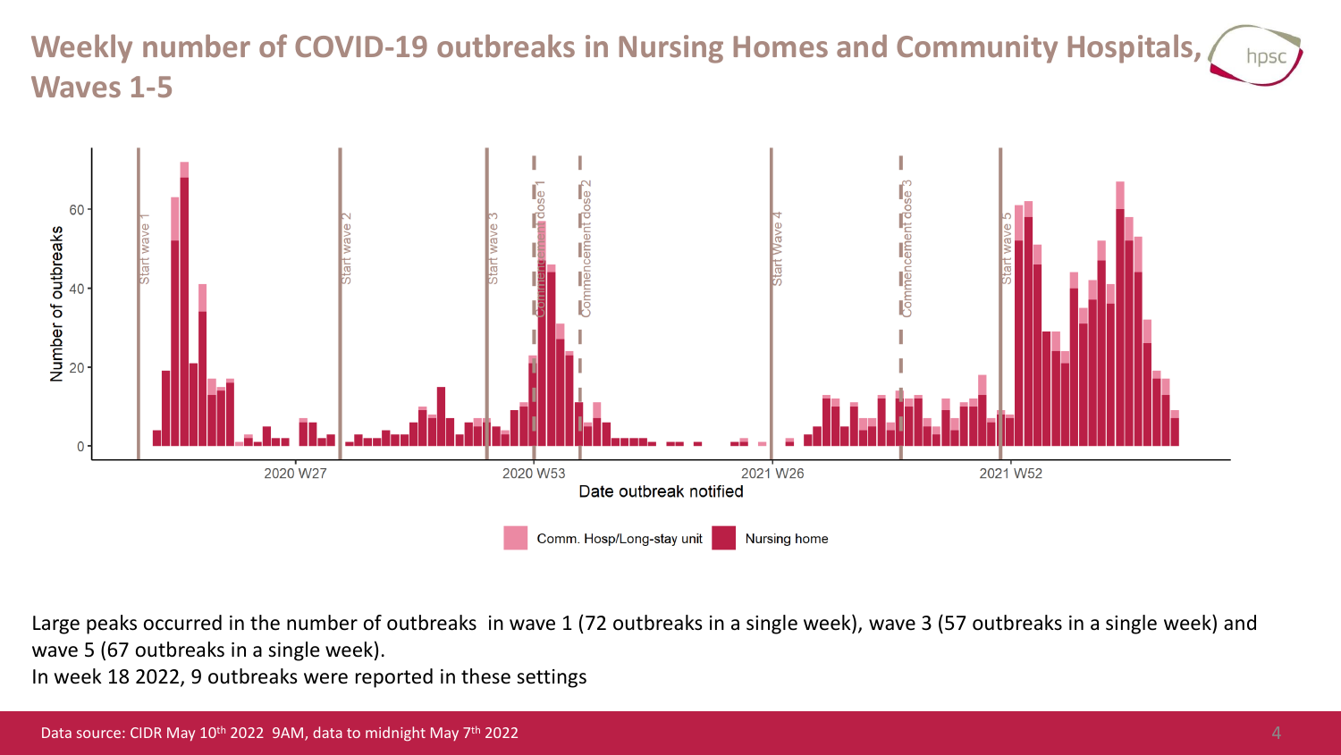# Weekly number of COVID-19 outbreaks in Nursing Homes and Community Hospitals, Waves 1-5

Large peaks occurred in the number of outbreaks in wave 1 (72 outbreaks in a single week), wave 3 (57 outbreaks in a single week) and wave 5 (67 outbreaks in a single week).

In week 18 2022, 9 outbreaks were reported in these settings

Data source: CIDR May 10th 2022 9AM, data to midnight May 7th 2022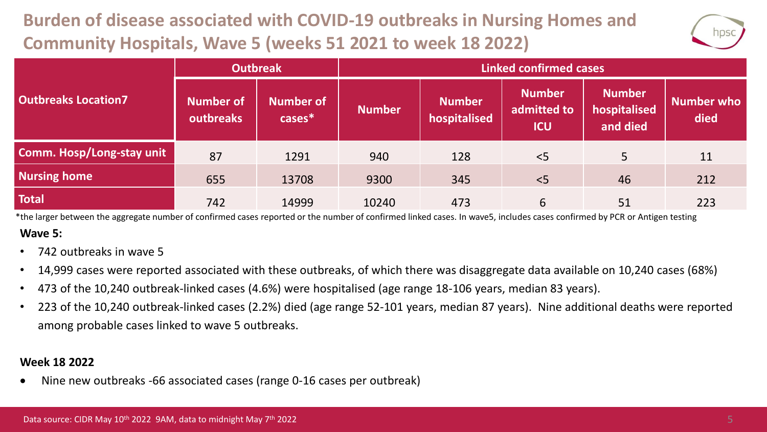# Burden of disease associated with COVID-19 outbreaks in Nursing Homes and Community Hospitals, Wave 5 (weeks 51 2021 to week 18 2022)

| Outbreaks Location7 | Outbreak | | Linked confirmed cases | | | | |
|---|---|---|---|---|---|---|---|
| | Number of outbreaks | Number of cases* | Number | Number hospitalised | Number admitted to ICU | Number hospitalised and died | Number who died |
| Comm. Hosp/Long-stay unit | 87 | 1291 | 940 | 128 | <5 | 5 | 11 |
| Nursing home | 655 | 13708 | 9300 | 345 | <5 | 46 | 212 |
| Total | 742 | 14999 | 10240 | 473 | 6 | 51 | 223 |

*the larger between the aggregate number of confirmed cases reported or the number of confirmed linked cases. In wave5, includes cases confirmed by PCR or Antigen testing

**Wave 5:**

- 742 outbreaks in wave 5
- 14,999 cases were reported associated with these outbreaks, of which there was disaggregate data available on 10,240 cases (68%)
- 473 of the 10,240 outbreak-linked cases (4.6%) were hospitalised (age range 18-106 years, median 83 years).
- 223 of the 10,240 outbreak-linked cases (2.2%) died (age range 52-101 years, median 87 years). Nine additional deaths were reported among probable cases linked to wave 5 outbreaks.

**Week 18 2022**

- Nine new outbreaks -66 associated cases (range 0-16 cases per outbreak)

Data source: CIDR May 10th 2022 9AM, data to midnight May 7th 2022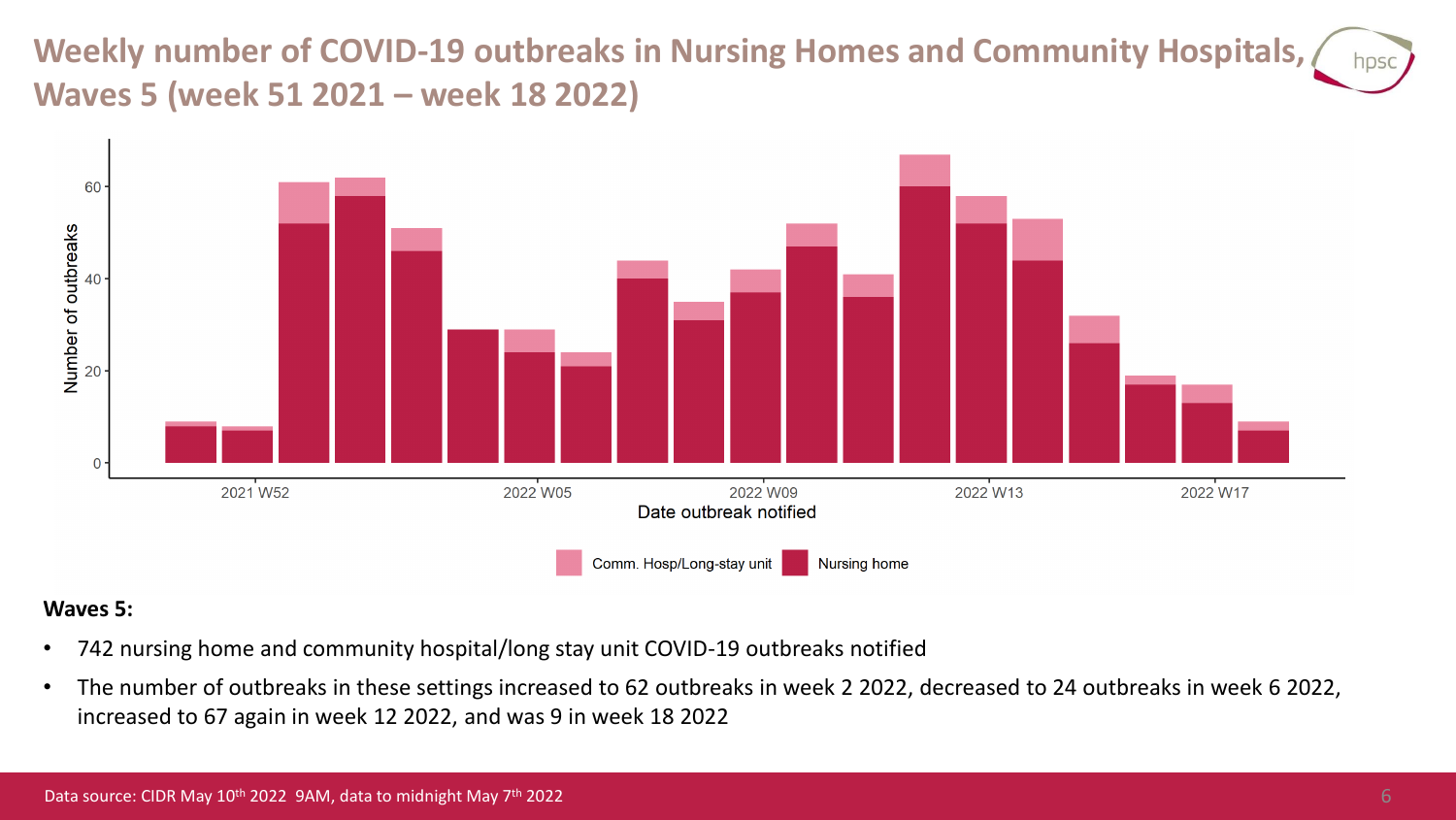# Weekly number of COVID-19 outbreaks in Nursing Homes and Community Hospitals, Waves 5 (week 51 2021 – week 18 2022)

**Waves 5:**

- 742 nursing home and community hospital/long stay unit COVID-19 outbreaks notified
- The number of outbreaks in these settings increased to 62 outbreaks in week 2 2022, decreased to 24 outbreaks in week 6 2022, increased to 67 again in week 12 2022, and was 9 in week 18 2022

Data source: CIDR May 10th 2022 9AM, data to midnight May 7th 2022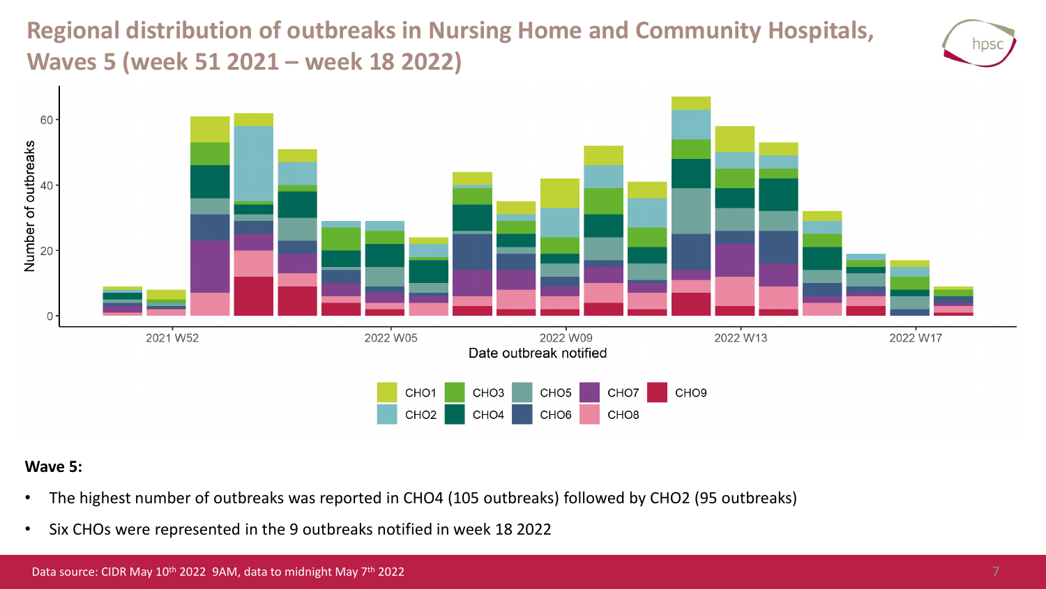# Regional distribution of outbreaks in Nursing Home and Community Hospitals, Waves 5 (week 51 2021 – week 18 2022)

**Wave 5:**

- The highest number of outbreaks was reported in CHO4 (105 outbreaks) followed by CHO2 (95 outbreaks)
- Six CHOs were represented in the 9 outbreaks notified in week 18 2022

Data source: CIDR May 10th 2022 9AM, data to midnight May 7th 2022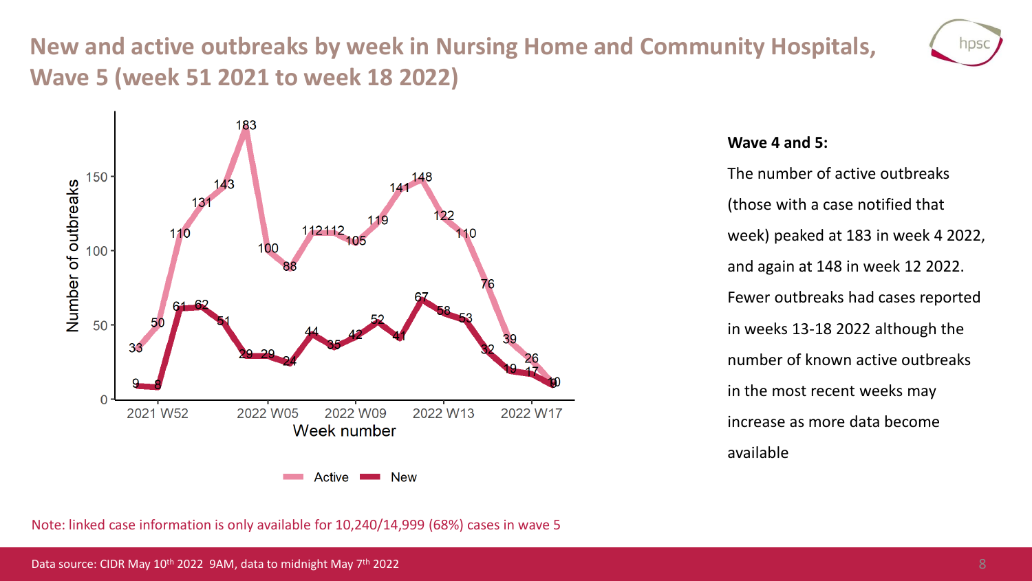# New and active outbreaks by week in Nursing Home and Community Hospitals, Wave 5 (week 51 2021 to week 18 2022)

**Wave 4 and 5:**

The number of active outbreaks (those with a case notified that week) peaked at 183 in week 4 2022, and again at 148 in week 12 2022. Fewer outbreaks had cases reported in weeks 13-18 2022 although the number of known active outbreaks in the most recent weeks may increase as more data become available

Note: linked case information is only available for 10,240/14,999 (68%) cases in wave 5

Data source: CIDR May 10th 2022 9AM, data to midnight May 7th 2022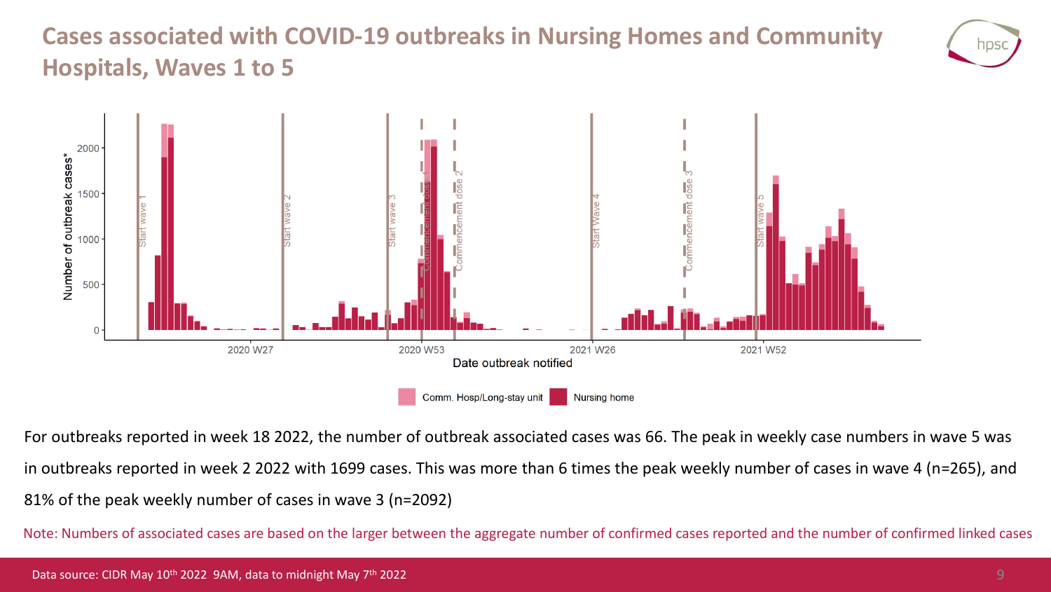# Cases associated with COVID-19 outbreaks in Nursing Homes and Community Hospitals, Waves 1 to 5

For outbreaks reported in week 18 2022, the number of outbreak associated cases was 66. The peak in weekly case numbers in wave 5 was in outbreaks reported in week 2 2022 with 1699 cases. This was more than 6 times the peak weekly number of cases in wave 4 (n=265), and 81% of the peak weekly number of cases in wave 3 (n=2092)

Note: Numbers of associated cases are based on the larger between the aggregate number of confirmed cases reported and the number of confirmed linked cases

Data source: CIDR May 10th 2022 9AM, data to midnight May 7th 2022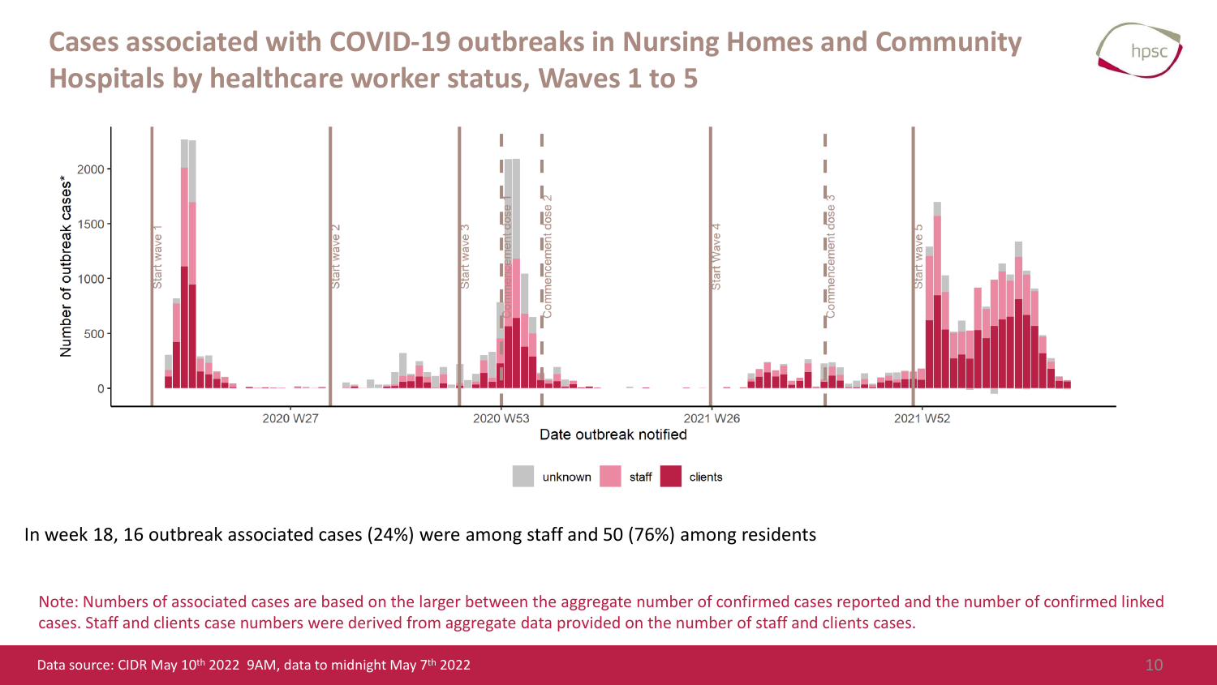# Cases associated with COVID-19 outbreaks in Nursing Homes and Community Hospitals by healthcare worker status, Waves 1 to 5

In week 18, 16 outbreak associated cases (24%) were among staff and 50 (76%) among residents

Note: Numbers of associated cases are based on the larger between the aggregate number of confirmed cases reported and the number of confirmed linked cases. Staff and clients case numbers were derived from aggregate data provided on the number of staff and clients cases.

Data source: CIDR May 10th 2022 9AM, data to midnight May 7th 2022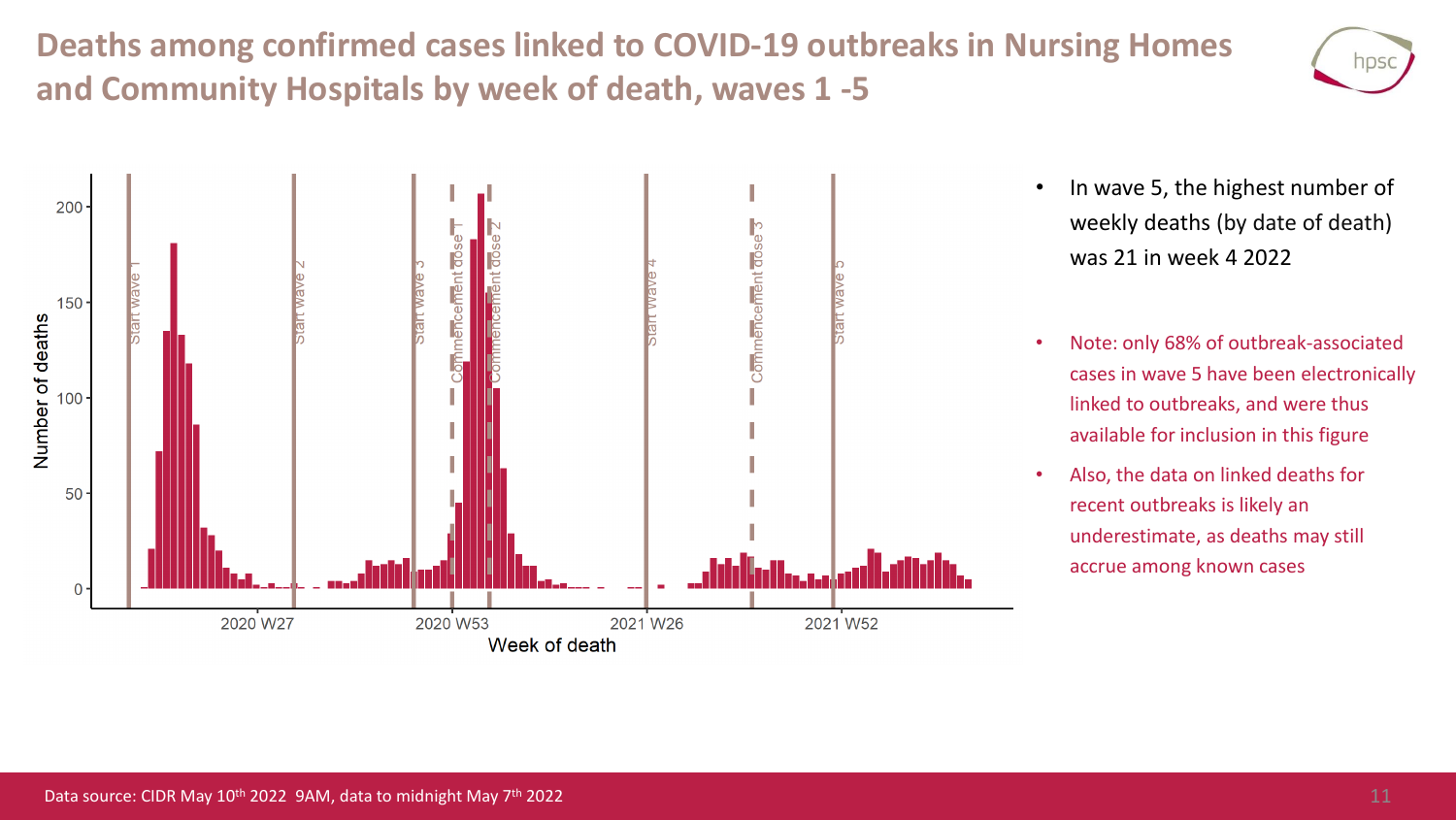# Deaths among confirmed cases linked to COVID-19 outbreaks in Nursing Homes and Community Hospitals by week of death, waves 1 -5

- In wave 5, the highest number of weekly deaths (by date of death) was 21 in week 4 2022
- Note: only 68% of outbreak-associated cases in wave 5 have been electronically linked to outbreaks, and were thus available for inclusion in this figure
- Also, the data on linked deaths for recent outbreaks is likely an underestimate, as deaths may still accrue among known cases

Data source: CIDR May 10th 2022 9AM, data to midnight May 7th 2022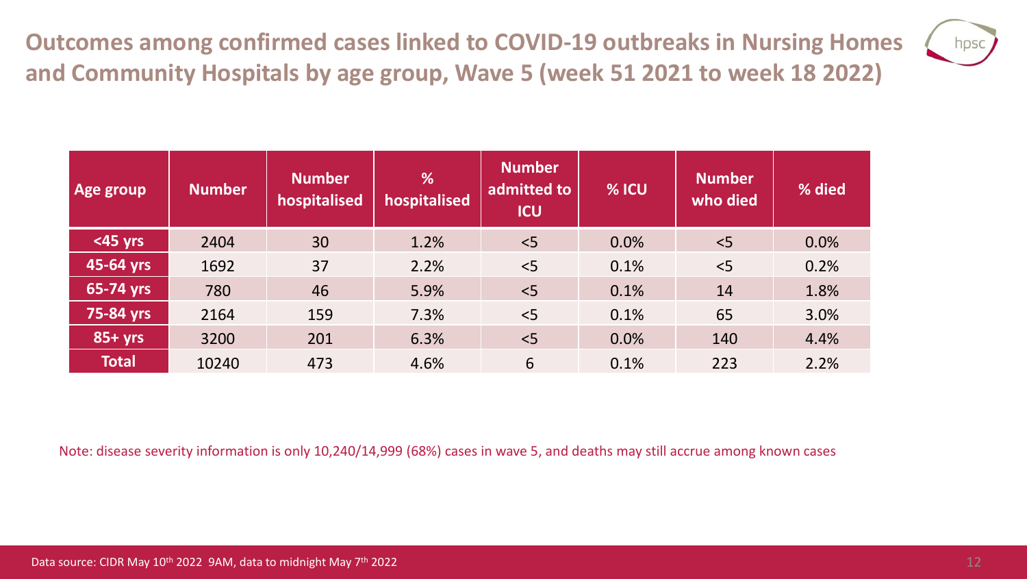# Outcomes among confirmed cases linked to COVID-19 outbreaks in Nursing Homes and Community Hospitals by age group, Wave 5 (week 51 2021 to week 18 2022)

| Age group | Number | Number hospitalised | % hospitalised | Number admitted to ICU | % ICU | Number who died | % died |
|---|---|---|---|---|---|---|---|
| <45 yrs | 2404 | 30 | 1.2% | <5 | 0.0% | <5 | 0.0% |
| 45-64 yrs | 1692 | 37 | 2.2% | <5 | 0.1% | <5 | 0.2% |
| 65-74 yrs | 780 | 46 | 5.9% | <5 | 0.1% | 14 | 1.8% |
| 75-84 yrs | 2164 | 159 | 7.3% | <5 | 0.1% | 65 | 3.0% |
| 85+ yrs | 3200 | 201 | 6.3% | <5 | 0.0% | 140 | 4.4% |
| Total | 10240 | 473 | 4.6% | 6 | 0.1% | 223 | 2.2% |

Note: disease severity information is only 10,240/14,999 (68%) cases in wave 5, and deaths may still accrue among known cases

Data source: CIDR May 10th 2022 9AM, data to midnight May 7th 2022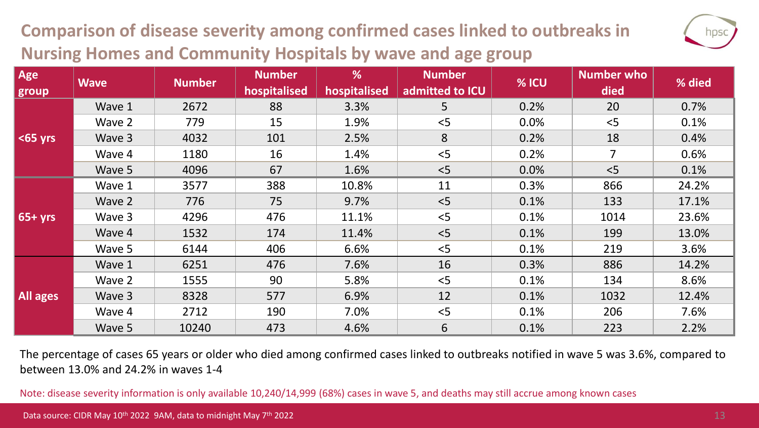# Comparison of disease severity among confirmed cases linked to outbreaks in Nursing Homes and Community Hospitals by wave and age group

| Age group | Wave | Number | Number hospitalised | % hospitalised | Number admitted to ICU | % ICU | Number who died | % died |
|---|---|---|---|---|---|---|---|---|
| <65 yrs | Wave 1 | 2672 | 88 | 3.3% | 5 | 0.2% | 20 | 0.7% |
| | Wave 2 | 779 | 15 | 1.9% | <5 | 0.0% | <5 | 0.1% |
| | Wave 3 | 4032 | 101 | 2.5% | 8 | 0.2% | 18 | 0.4% |
| | Wave 4 | 1180 | 16 | 1.4% | <5 | 0.2% | 7 | 0.6% |
| | Wave 5 | 4096 | 67 | 1.6% | <5 | 0.0% | <5 | 0.1% |
| 65+ yrs | Wave 1 | 3577 | 388 | 10.8% | 11 | 0.3% | 866 | 24.2% |
| | Wave 2 | 776 | 75 | 9.7% | <5 | 0.1% | 133 | 17.1% |
| | Wave 3 | 4296 | 476 | 11.1% | <5 | 0.1% | 1014 | 23.6% |
| | Wave 4 | 1532 | 174 | 11.4% | <5 | 0.1% | 199 | 13.0% |
| | Wave 5 | 6144 | 406 | 6.6% | <5 | 0.1% | 219 | 3.6% |
| All ages | Wave 1 | 6251 | 476 | 7.6% | 16 | 0.3% | 886 | 14.2% |
| | Wave 2 | 1555 | 90 | 5.8% | <5 | 0.1% | 134 | 8.6% |
| | Wave 3 | 8328 | 577 | 6.9% | 12 | 0.1% | 1032 | 12.4% |
| | Wave 4 | 2712 | 190 | 7.0% | <5 | 0.1% | 206 | 7.6% |
| | Wave 5 | 10240 | 473 | 4.6% | 6 | 0.1% | 223 | 2.2% |

The percentage of cases 65 years or older who died among confirmed cases linked to outbreaks notified in wave 5 was 3.6%, compared to between 13.0% and 24.2% in waves 1-4

Note: disease severity information is only available 10,240/14,999 (68%) cases in wave 5, and deaths may still accrue among known cases

Data source: CIDR May 10th 2022 9AM, data to midnight May 7th 2022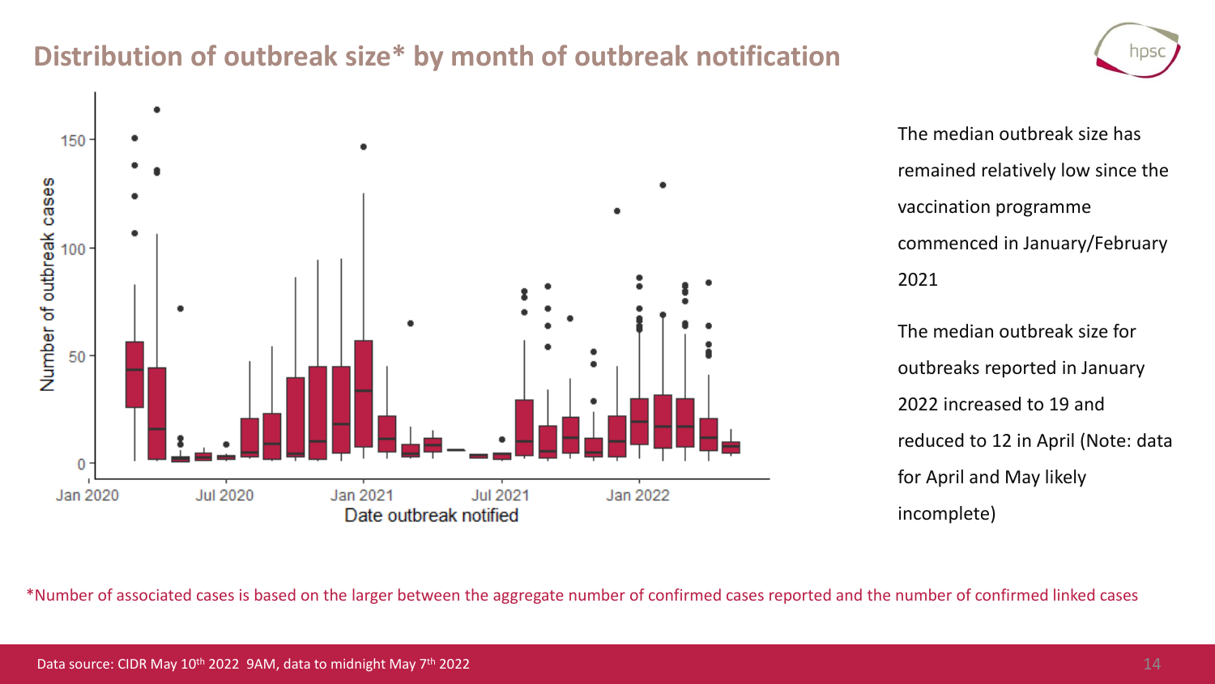# Distribution of outbreak size* by month of outbreak notification

The median outbreak size has remained relatively low since the vaccination programme commenced in January/February 2021

The median outbreak size for outbreaks reported in January 2022 increased to 19 and reduced to 12 in April (Note: data for April and May likely incomplete)

*Number of associated cases is based on the larger between the aggregate number of confirmed cases reported and the number of confirmed linked cases

Data source: CIDR May 10th 2022 9AM, data to midnight May 7th 2022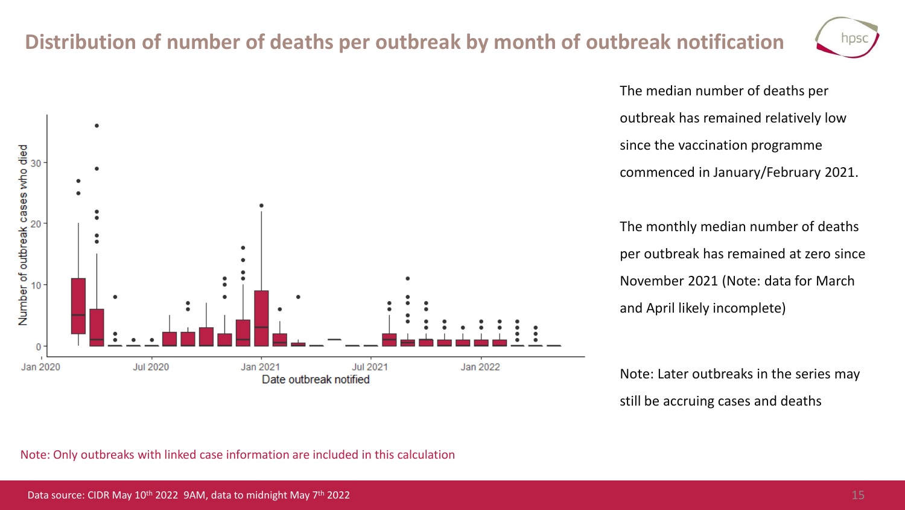# Distribution of number of deaths per outbreak by month of outbreak notification

The median number of deaths per outbreak has remained relatively low since the vaccination programme commenced in January/February 2021.

The monthly median number of deaths per outbreak has remained at zero since November 2021 (Note: data for March and April likely incomplete)

Note: Later outbreaks in the series may still be accruing cases and deaths

Note: Only outbreaks with linked case information are included in this calculation

Data source: CIDR May 10th 2022 9AM, data to midnight May 7th 2022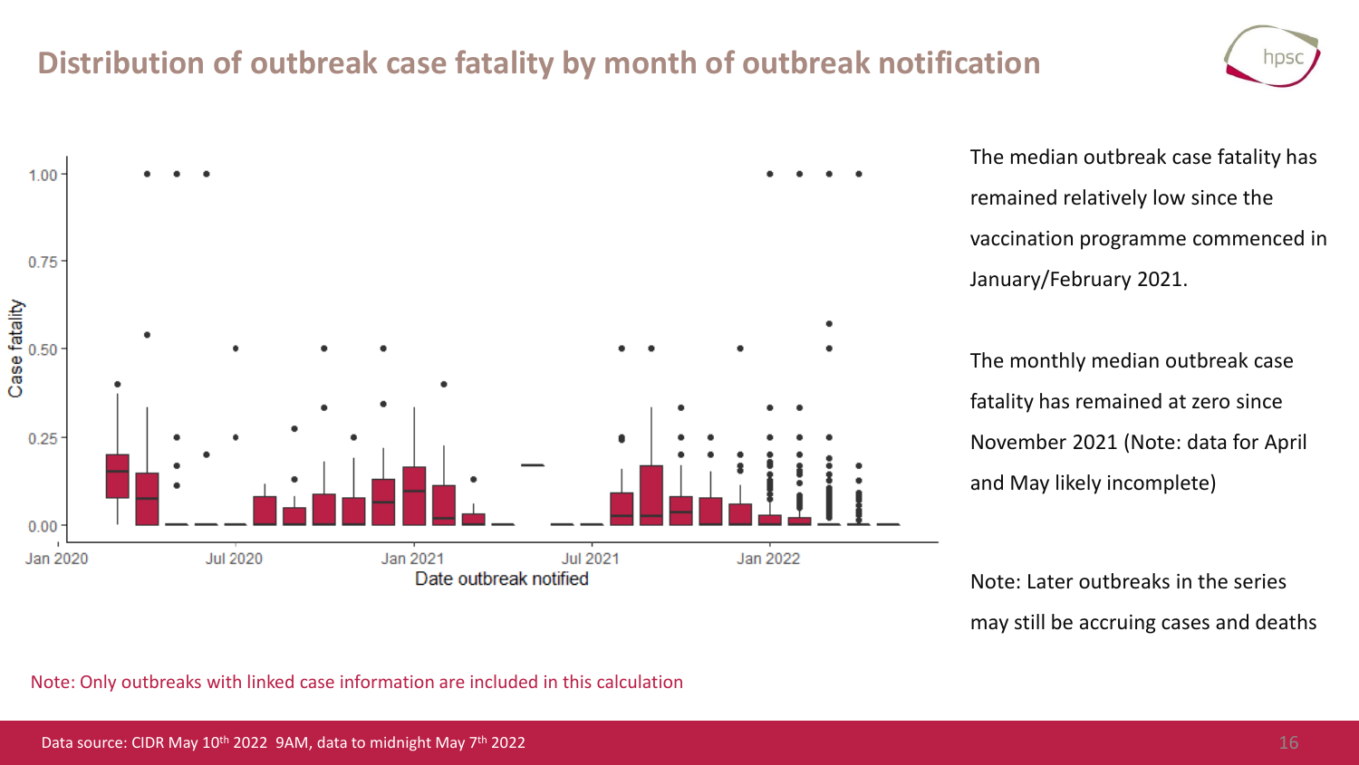# Distribution of outbreak case fatality by month of outbreak notification

The median outbreak case fatality has remained relatively low since the vaccination programme commenced in January/February 2021.

The monthly median outbreak case fatality has remained at zero since November 2021 (Note: data for April and May likely incomplete)

Note: Later outbreaks in the series may still be accruing cases and deaths

Note: Only outbreaks with linked case information are included in this calculation

Data source: CIDR May 10th 2022 9AM, data to midnight May 7th 2022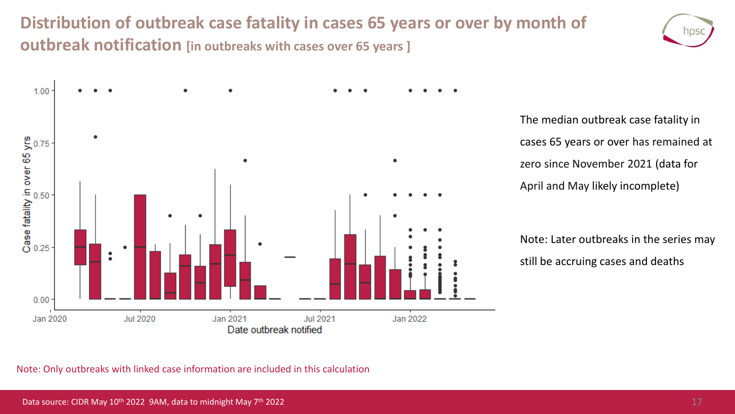# Distribution of outbreak case fatality in cases 65 years or over by month of outbreak notification [in outbreaks with cases over 65 years ]

Case fatality in over 65 yrs

1.00

0.75

0.50

0.25

0.00

Jan 2020

Jul 2020

Jan 2021

Jul 2021

Jan 2022

Date outbreak notified

The median outbreak case fatality in cases 65 years or over has remained at zero since November 2021 (data for April and May likely incomplete)

Note: Later outbreaks in the series may still be accruing cases and deaths

Note: Only outbreaks with linked case information are included in this calculation

Data source: CIDR May 10th 2022 9AM, data to midnight May 7th 2022